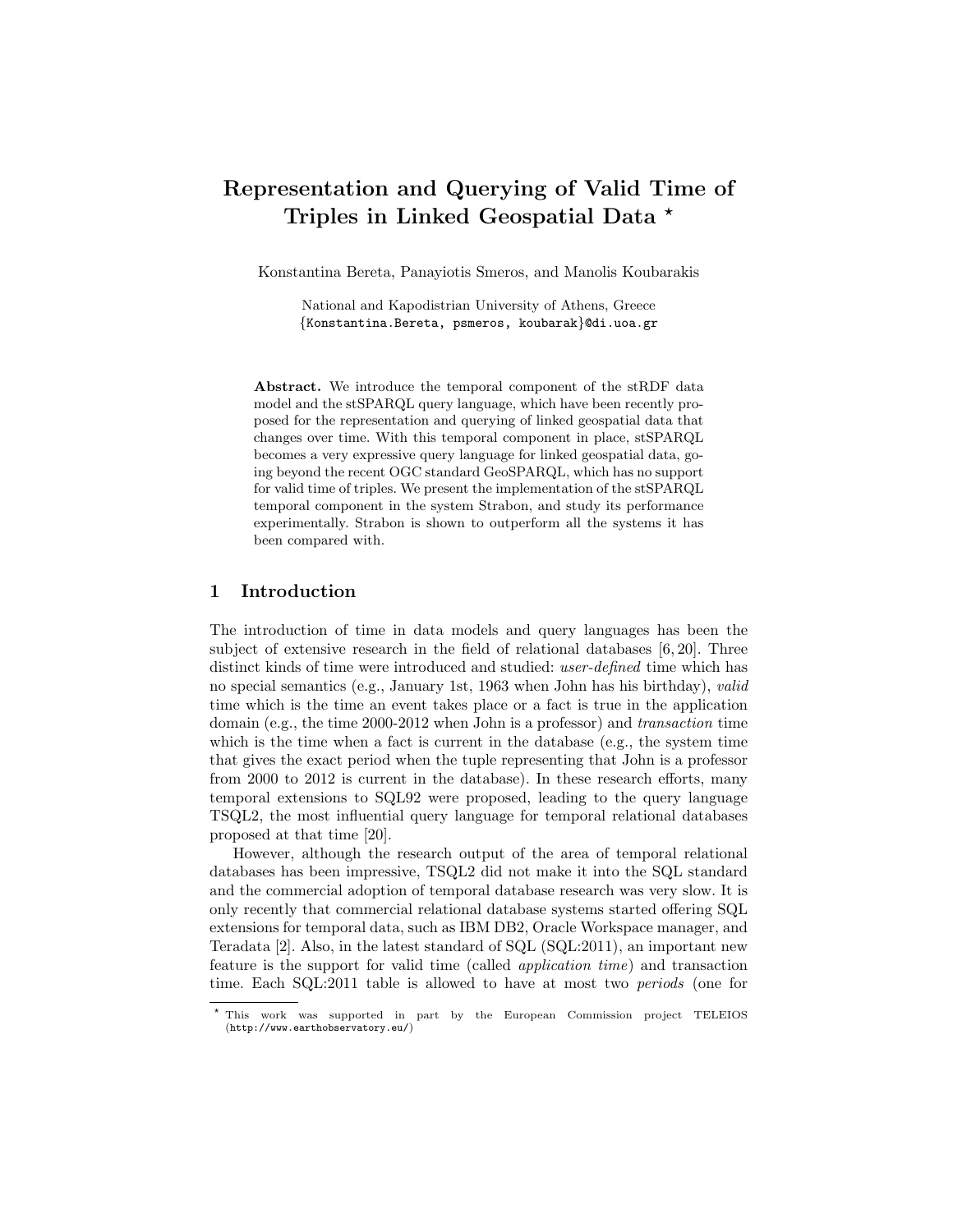# Representation and Querying of Valid Time of Triples in Linked Geospatial Data *

Konstantina Bereta, Panayiotis Smeros, and Manolis Koubarakis

National and Kapodistrian University of Athens, Greece
{Konstantina.Bereta, psmeros, koubarak}@di.uoa.gr

**Abstract.** We introduce the temporal component of the stRDF data model and the stSPARQL query language, which have been recently proposed for the representation and querying of linked geospatial data that changes over time. With this temporal component in place, stSPARQL becomes a very expressive query language for linked geospatial data, going beyond the recent OGC standard GeoSPARQL, which has no support for valid time of triples. We present the implementation of the stSPARQL temporal component in the system Strabon, and study its performance experimentally. Strabon is shown to outperform all the systems it has been compared with.

## 1 Introduction

The introduction of time in data models and query languages has been the subject of extensive research in the field of relational databases [6, 20]. Three distinct kinds of time were introduced and studied: *user-defined* time which has no special semantics (e.g., January 1st, 1963 when John has his birthday), *valid* time which is the time an event takes place or a fact is true in the application domain (e.g., the time 2000-2012 when John is a professor) and *transaction* time which is the time when a fact is current in the database (e.g., the system time that gives the exact period when the tuple representing that John is a professor from 2000 to 2012 is current in the database). In these research efforts, many temporal extensions to SQL92 were proposed, leading to the query language TSQL2, the most influential query language for temporal relational databases proposed at that time [20].

However, although the research output of the area of temporal relational databases has been impressive, TSQL2 did not make it into the SQL standard and the commercial adoption of temporal database research was very slow. It is only recently that commercial relational database systems started offering SQL extensions for temporal data, such as IBM DB2, Oracle Workspace manager, and Teradata [2]. Also, in the latest standard of SQL (SQL:2011), an important new feature is the support for valid time (called *application time*) and transaction time. Each SQL:2011 table is allowed to have at most two *periods* (one for

* This work was supported in part by the European Commission project TELEIOS (http://www.earthobservatory.eu/)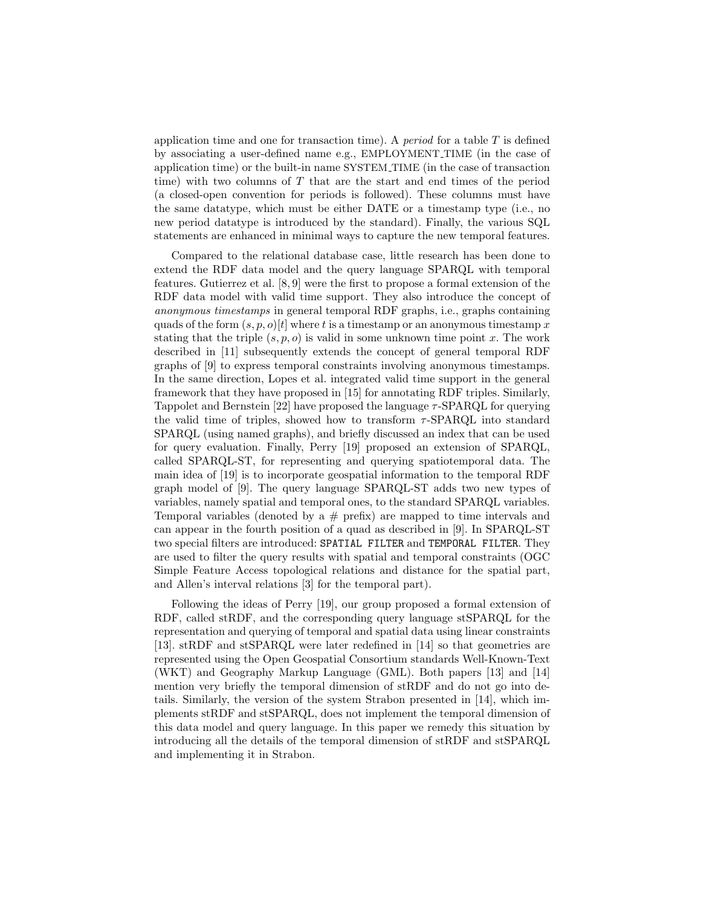application time and one for transaction time). A *period* for a table $T$ is defined by associating a user-defined name e.g., EMPLOYMENT_TIME (in the case of application time) or the built-in name SYSTEM_TIME (in the case of transaction time) with two columns of $T$ that are the start and end times of the period (a closed-open convention for periods is followed). These columns must have the same datatype, which must be either DATE or a timestamp type (i.e., no new period datatype is introduced by the standard). Finally, the various SQL statements are enhanced in minimal ways to capture the new temporal features.

Compared to the relational database case, little research has been done to extend the RDF data model and the query language SPARQL with temporal features. Gutierrez et al. [8, 9] were the first to propose a formal extension of the RDF data model with valid time support. They also introduce the concept of *anonymous timestamps* in general temporal RDF graphs, i.e., graphs containing quads of the form $(s, p, o)[t]$ where $t$ is a timestamp or an anonymous timestamp $x$ stating that the triple $(s, p, o)$ is valid in some unknown time point $x$. The work described in [11] subsequently extends the concept of general temporal RDF graphs of [9] to express temporal constraints involving anonymous timestamps. In the same direction, Lopes et al. integrated valid time support in the general framework that they have proposed in [15] for annotating RDF triples. Similarly, Tappolet and Bernstein [22] have proposed the language $\tau$-SPARQL for querying the valid time of triples, showed how to transform $\tau$-SPARQL into standard SPARQL (using named graphs), and briefly discussed an index that can be used for query evaluation. Finally, Perry [19] proposed an extension of SPARQL, called SPARQL-ST, for representing and querying spatiotemporal data. The main idea of [19] is to incorporate geospatial information to the temporal RDF graph model of [9]. The query language SPARQL-ST adds two new types of variables, namely spatial and temporal ones, to the standard SPARQL variables. Temporal variables (denoted by a # prefix) are mapped to time intervals and can appear in the fourth position of a quad as described in [9]. In SPARQL-ST two special filters are introduced: `SPATIAL FILTER` and `TEMPORAL FILTER`. They are used to filter the query results with spatial and temporal constraints (OGC Simple Feature Access topological relations and distance for the spatial part, and Allen's interval relations [3] for the temporal part).

Following the ideas of Perry [19], our group proposed a formal extension of RDF, called stRDF, and the corresponding query language stSPARQL for the representation and querying of temporal and spatial data using linear constraints [13]. stRDF and stSPARQL were later redefined in [14] so that geometries are represented using the Open Geospatial Consortium standards Well-Known-Text (WKT) and Geography Markup Language (GML). Both papers [13] and [14] mention very briefly the temporal dimension of stRDF and do not go into details. Similarly, the version of the system Strabon presented in [14], which implements stRDF and stSPARQL, does not implement the temporal dimension of this data model and query language. In this paper we remedy this situation by introducing all the details of the temporal dimension of stRDF and stSPARQL and implementing it in Strabon.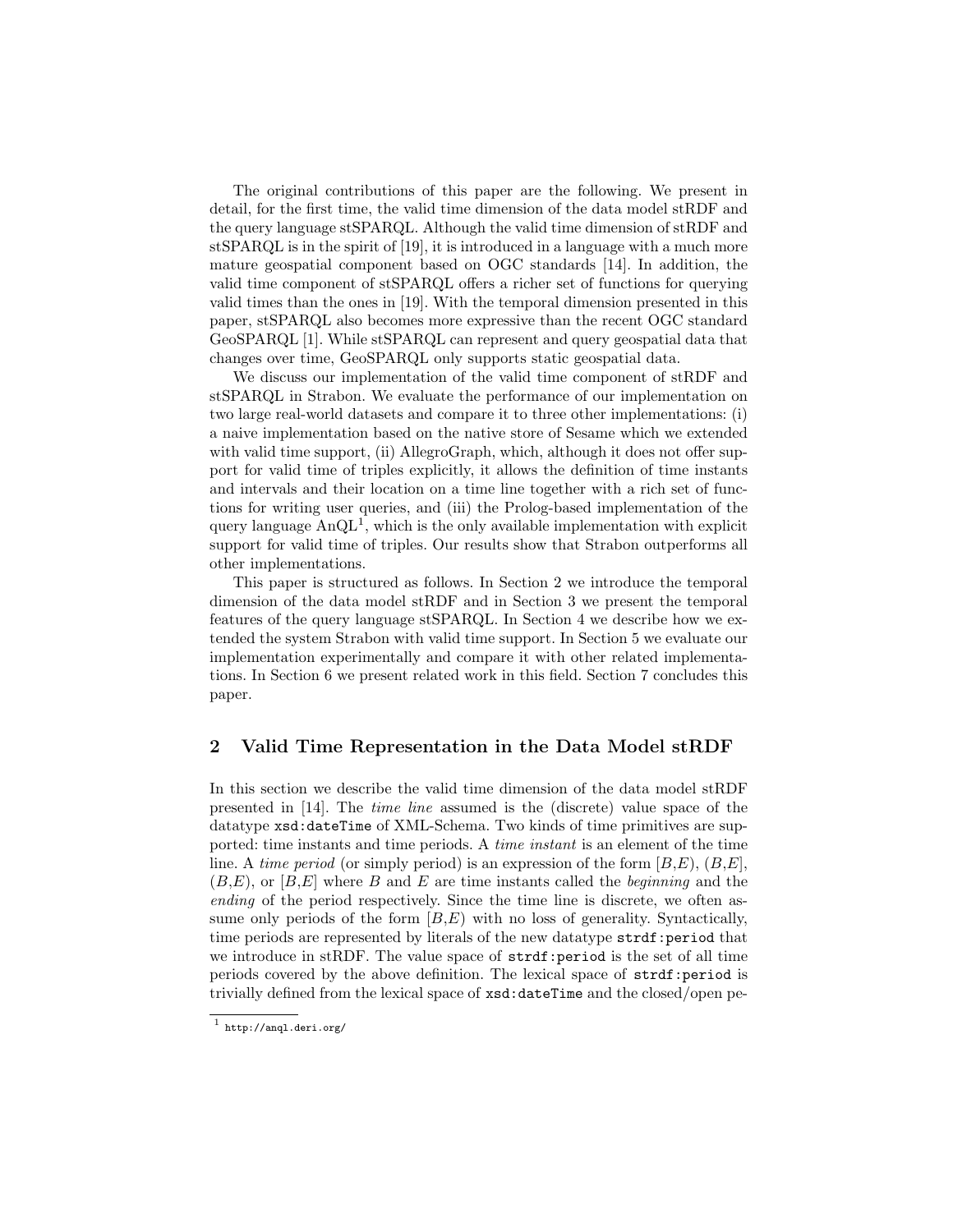The original contributions of this paper are the following. We present in detail, for the first time, the valid time dimension of the data model stRDF and the query language stSPARQL. Although the valid time dimension of stRDF and stSPARQL is in the spirit of [19], it is introduced in a language with a much more mature geospatial component based on OGC standards [14]. In addition, the valid time component of stSPARQL offers a richer set of functions for querying valid times than the ones in [19]. With the temporal dimension presented in this paper, stSPARQL also becomes more expressive than the recent OGC standard GeoSPARQL [1]. While stSPARQL can represent and query geospatial data that changes over time, GeoSPARQL only supports static geospatial data.

We discuss our implementation of the valid time component of stRDF and stSPARQL in Strabon. We evaluate the performance of our implementation on two large real-world datasets and compare it to three other implementations: (i) a naive implementation based on the native store of Sesame which we extended with valid time support, (ii) AllegroGraph, which, although it does not offer support for valid time of triples explicitly, it allows the definition of time instants and intervals and their location on a time line together with a rich set of functions for writing user queries, and (iii) the Prolog-based implementation of the query language AnQL[1], which is the only available implementation with explicit support for valid time of triples. Our results show that Strabon outperforms all other implementations.

This paper is structured as follows. In Section 2 we introduce the temporal dimension of the data model stRDF and in Section 3 we present the temporal features of the query language stSPARQL. In Section 4 we describe how we extended the system Strabon with valid time support. In Section 5 we evaluate our implementation experimentally and compare it with other related implementations. In Section 6 we present related work in this field. Section 7 concludes this paper.

## 2 Valid Time Representation in the Data Model stRDF

In this section we describe the valid time dimension of the data model stRDF presented in [14]. The *time line* assumed is the (discrete) value space of the datatype `xsd:dateTime` of XML-Schema. Two kinds of time primitives are supported: time instants and time periods. A *time instant* is an element of the time line. A *time period* (or simply period) is an expression of the form $[B,E)$, $(B,E]$, $(B,E)$, or $[B,E]$ where $B$ and $E$ are time instants called the *beginning* and the *ending* of the period respectively. Since the time line is discrete, we often assume only periods of the form $[B,E)$ with no loss of generality. Syntactically, time periods are represented by literals of the new datatype `strdf:period` that we introduce in stRDF. The value space of `strdf:period` is the set of all time periods covered by the above definition. The lexical space of `strdf:period` is trivially defined from the lexical space of `xsd:dateTime` and the closed/open pe-

[1] http://anql.deri.org/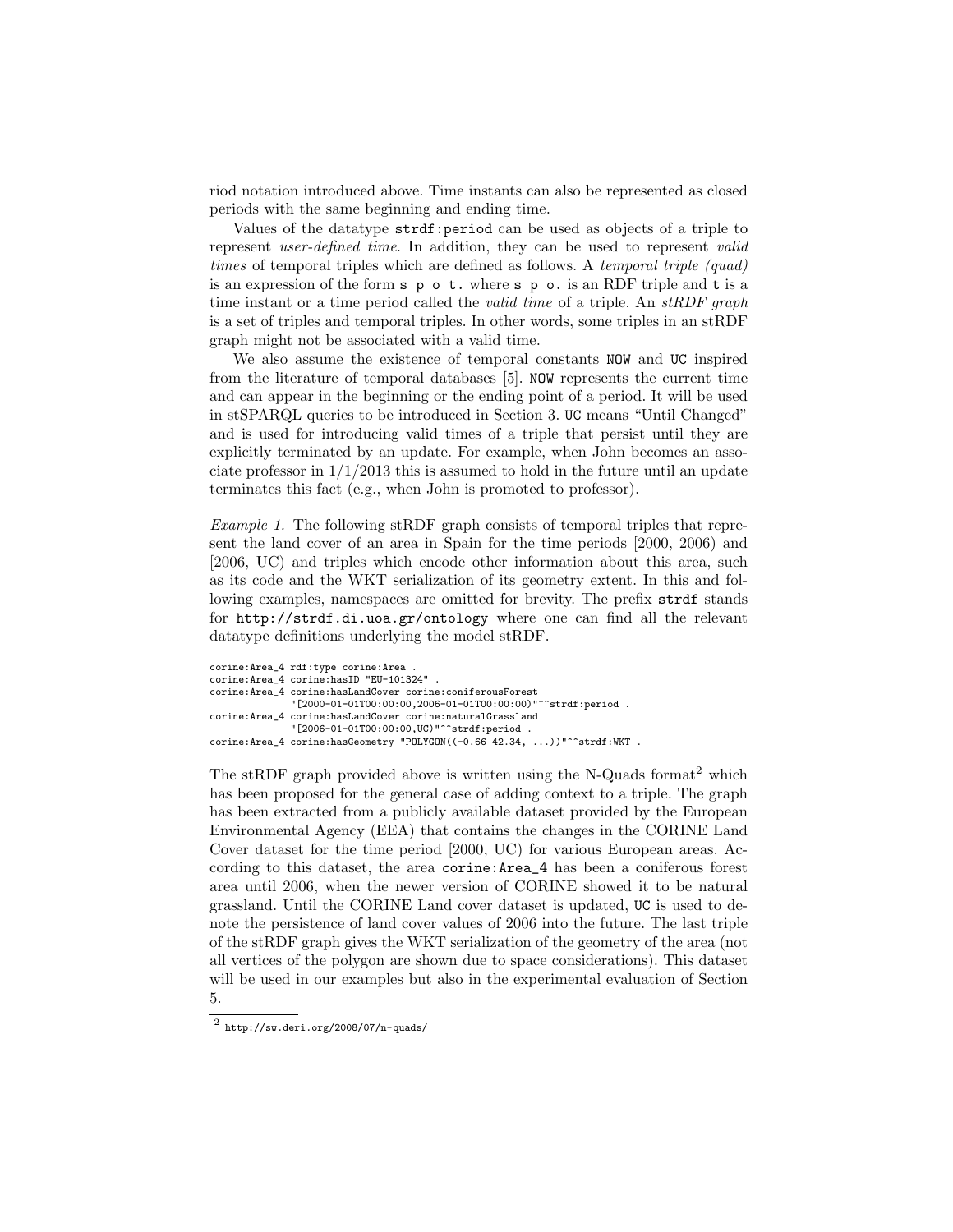riod notation introduced above. Time instants can also be represented as closed periods with the same beginning and ending time.

Values of the datatype `strdf:period` can be used as objects of a triple to represent *user-defined time*. In addition, they can be used to represent *valid times* of temporal triples which are defined as follows. A *temporal triple (quad)* is an expression of the form `s p o t.` where `s p o.` is an RDF triple and `t` is a time instant or a time period called the *valid time* of a triple. An *stRDF graph* is a set of triples and temporal triples. In other words, some triples in an stRDF graph might not be associated with a valid time.

We also assume the existence of temporal constants `NOW` and `UC` inspired from the literature of temporal databases [5]. `NOW` represents the current time and can appear in the beginning or the ending point of a period. It will be used in stSPARQL queries to be introduced in Section 3. `UC` means "Until Changed" and is used for introducing valid times of a triple that persist until they are explicitly terminated by an update. For example, when John becomes an associate professor in 1/1/2013 this is assumed to hold in the future until an update terminates this fact (e.g., when John is promoted to professor).

*Example 1.* The following stRDF graph consists of temporal triples that represent the land cover of an area in Spain for the time periods [2000, 2006) and [2006, UC) and triples which encode other information about this area, such as its code and the WKT serialization of its geometry extent. In this and following examples, namespaces are omitted for brevity. The prefix `strdf` stands for `http://strdf.di.uoa.gr/ontology` where one can find all the relevant datatype definitions underlying the model stRDF.

```
corine:Area_4 rdf:type corine:Area .
corine:Area_4 corine:hasID "EU-101324" .
corine:Area_4 corine:hasLandCover corine:coniferousForest
              "[2000-01-01T00:00:00,2006-01-01T00:00:00)"^^strdf:period .
corine:Area_4 corine:hasLandCover corine:naturalGrassland
              "[2006-01-01T00:00:00,UC)"^^strdf:period .
corine:Area_4 corine:hasGeometry "POLYGON((-0.66 42.34, ...))"^^strdf:WKT .
```

The stRDF graph provided above is written using the N-Quads format[2] which has been proposed for the general case of adding context to a triple. The graph has been extracted from a publicly available dataset provided by the European Environmental Agency (EEA) that contains the changes in the CORINE Land Cover dataset for the time period [2000, UC) for various European areas. According to this dataset, the area `corine:Area_4` has been a coniferous forest area until 2006, when the newer version of CORINE showed it to be natural grassland. Until the CORINE Land cover dataset is updated, `UC` is used to denote the persistence of land cover values of 2006 into the future. The last triple of the stRDF graph gives the WKT serialization of the geometry of the area (not all vertices of the polygon are shown due to space considerations). This dataset will be used in our examples but also in the experimental evaluation of Section 5.

[2] http://sw.deri.org/2008/07/n-quads/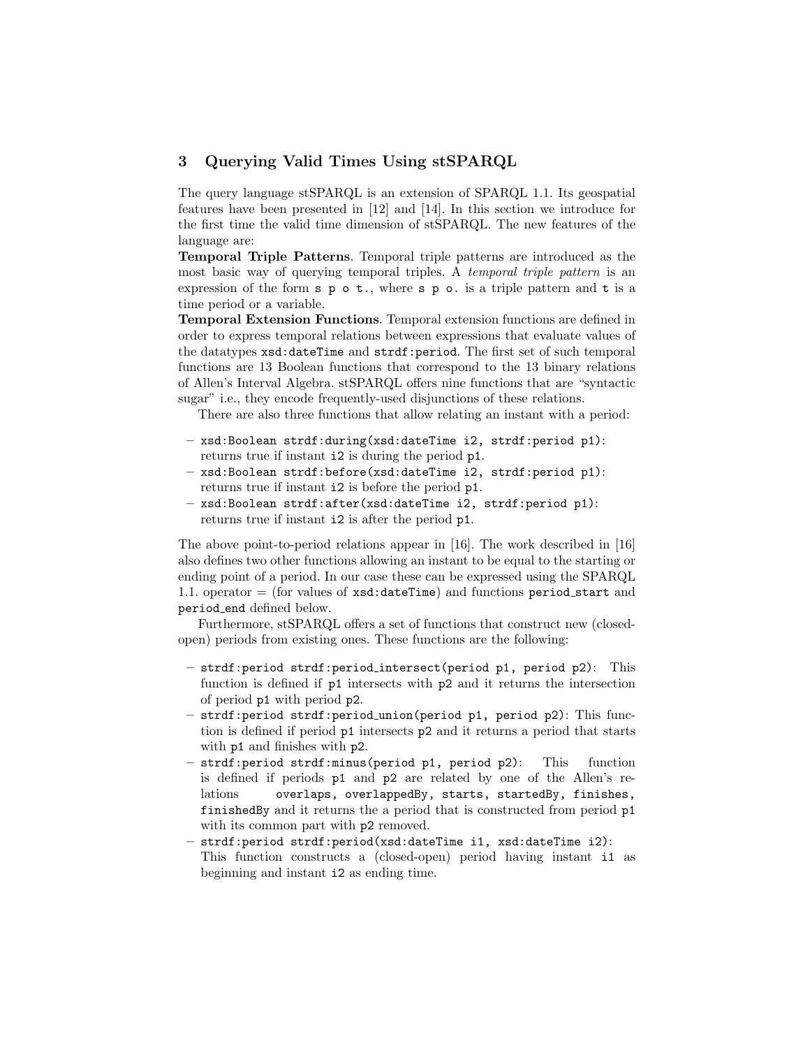## 3 Querying Valid Times Using stSPARQL

The query language stSPARQL is an extension of SPARQL 1.1. Its geospatial features have been presented in [12] and [14]. In this section we introduce for the first time the valid time dimension of stSPARQL. The new features of the language are:

**Temporal Triple Patterns**. Temporal triple patterns are introduced as the most basic way of querying temporal triples. A *temporal triple pattern* is an expression of the form `s p o t.`, where `s p o.` is a triple pattern and `t` is a time period or a variable.

**Temporal Extension Functions**. Temporal extension functions are defined in order to express temporal relations between expressions that evaluate values of the datatypes `xsd:dateTime` and `strdf:period`. The first set of such temporal functions are 13 Boolean functions that correspond to the 13 binary relations of Allen's Interval Algebra. stSPARQL offers nine functions that are "syntactic sugar" i.e., they encode frequently-used disjunctions of these relations.

There are also three functions that allow relating an instant with a period:

- `xsd:Boolean strdf:during(xsd:dateTime i2, strdf:period p1)`: returns true if instant `i2` is during the period `p1`.
- `xsd:Boolean strdf:before(xsd:dateTime i2, strdf:period p1)`: returns true if instant `i2` is before the period `p1`.
- `xsd:Boolean strdf:after(xsd:dateTime i2, strdf:period p1)`: returns true if instant `i2` is after the period `p1`.

The above point-to-period relations appear in [16]. The work described in [16] also defines two other functions allowing an instant to be equal to the starting or ending point of a period. In our case these can be expressed using the SPARQL 1.1. operator = (for values of `xsd:dateTime`) and functions `period_start` and `period_end` defined below.

Furthermore, stSPARQL offers a set of functions that construct new (closed-open) periods from existing ones. These functions are the following:

- `strdf:period strdf:period_intersect(period p1, period p2)`: This function is defined if `p1` intersects with `p2` and it returns the intersection of period `p1` with period `p2`.
- `strdf:period strdf:period_union(period p1, period p2)`: This function is defined if period `p1` intersects `p2` and it returns a period that starts with `p1` and finishes with `p2`.
- `strdf:period strdf:minus(period p1, period p2)`: This function is defined if periods `p1` and `p2` are related by one of the Allen's relations `overlaps, overlappedBy, starts, startedBy, finishes, finishedBy` and it returns the a period that is constructed from period `p1` with its common part with `p2` removed.
- `strdf:period strdf:period(xsd:dateTime i1, xsd:dateTime i2)`: This function constructs a (closed-open) period having instant `i1` as beginning and instant `i2` as ending time.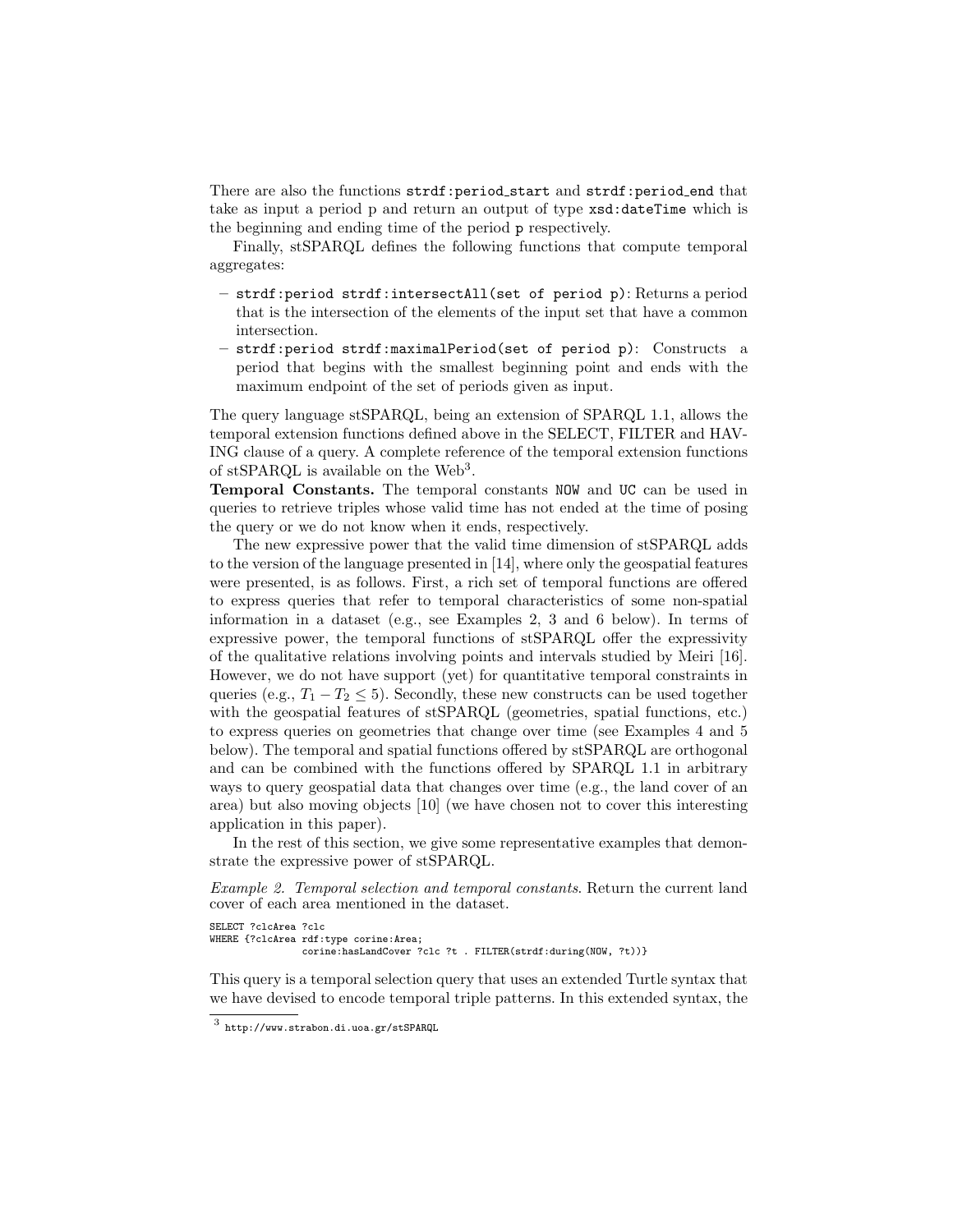There are also the functions `strdf:period_start` and `strdf:period_end` that take as input a period p and return an output of type `xsd:dateTime` which is the beginning and ending time of the period `p` respectively.

Finally, stSPARQL defines the following functions that compute temporal aggregates:

- `strdf:period strdf:intersectAll(set of period p)`: Returns a period that is the intersection of the elements of the input set that have a common intersection.
- `strdf:period strdf:maximalPeriod(set of period p)`: Constructs a period that begins with the smallest beginning point and ends with the maximum endpoint of the set of periods given as input.

The query language stSPARQL, being an extension of SPARQL 1.1, allows the temporal extension functions defined above in the SELECT, FILTER and HAVING clause of a query. A complete reference of the temporal extension functions of stSPARQL is available on the Web[3].

**Temporal Constants.** The temporal constants `NOW` and `UC` can be used in queries to retrieve triples whose valid time has not ended at the time of posing the query or we do not know when it ends, respectively.

The new expressive power that the valid time dimension of stSPARQL adds to the version of the language presented in [14], where only the geospatial features were presented, is as follows. First, a rich set of temporal functions are offered to express queries that refer to temporal characteristics of some non-spatial information in a dataset (e.g., see Examples 2, 3 and 6 below). In terms of expressive power, the temporal functions of stSPARQL offer the expressivity of the qualitative relations involving points and intervals studied by Meiri [16]. However, we do not have support (yet) for quantitative temporal constraints in queries (e.g., $T_1 - T_2 \leq 5$). Secondly, these new constructs can be used together with the geospatial features of stSPARQL (geometries, spatial functions, etc.) to express queries on geometries that change over time (see Examples 4 and 5 below). The temporal and spatial functions offered by stSPARQL are orthogonal and can be combined with the functions offered by SPARQL 1.1 in arbitrary ways to query geospatial data that changes over time (e.g., the land cover of an area) but also moving objects [10] (we have chosen not to cover this interesting application in this paper).

In the rest of this section, we give some representative examples that demonstrate the expressive power of stSPARQL.

*Example 2. Temporal selection and temporal constants*. Return the current land cover of each area mentioned in the dataset.

```
SELECT ?clcArea ?clc
WHERE {?clcArea rdf:type corine:Area;
                corine:hasLandCover ?clc ?t . FILTER(strdf:during(NOW, ?t))}
```

This query is a temporal selection query that uses an extended Turtle syntax that we have devised to encode temporal triple patterns. In this extended syntax, the

[3] http://www.strabon.di.uoa.gr/stSPARQL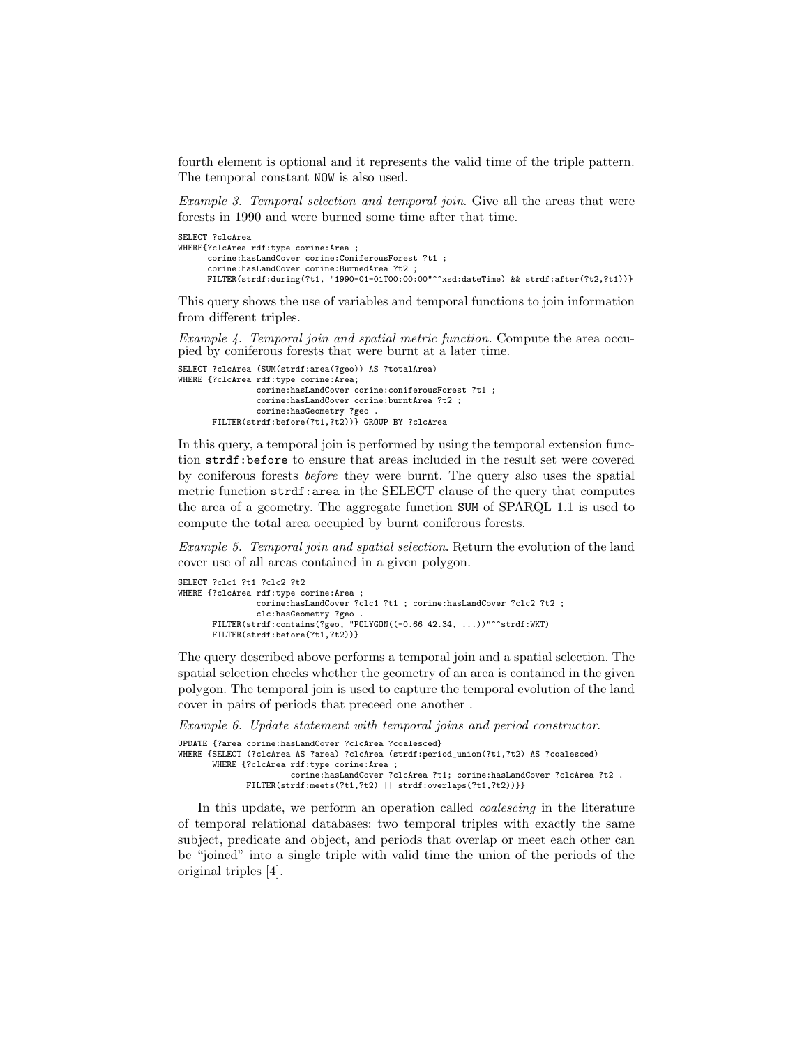fourth element is optional and it represents the valid time of the triple pattern. The temporal constant NOW is also used.

*Example 3. Temporal selection and temporal join.* Give all the areas that were forests in 1990 and were burned some time after that time.

```
SELECT ?clcArea
WHERE{?clcArea rdf:type corine:Area ;
      corine:hasLandCover corine:ConiferousForest ?t1 ;
      corine:hasLandCover corine:BurnedArea ?t2 ;
      FILTER(strdf:during(?t1, "1990-01-01T00:00:00"^^xsd:dateTime) && strdf:after(?t2,?t1))}
```

This query shows the use of variables and temporal functions to join information from different triples.

*Example 4. Temporal join and spatial metric function.* Compute the area occupied by coniferous forests that were burnt at a later time.

```
SELECT ?clcArea (SUM(strdf:area(?geo)) AS ?totalArea)
WHERE {?clcArea rdf:type corine:Area;
               corine:hasLandCover corine:coniferousForest ?t1 ;
               corine:hasLandCover corine:burntArea ?t2 ;
               corine:hasGeometry ?geo .
       FILTER(strdf:before(?t1,?t2))} GROUP BY ?clcArea
```

In this query, a temporal join is performed by using the temporal extension function `strdf:before` to ensure that areas included in the result set were covered by coniferous forests *before* they were burnt. The query also uses the spatial metric function `strdf:area` in the SELECT clause of the query that computes the area of a geometry. The aggregate function SUM of SPARQL 1.1 is used to compute the total area occupied by burnt coniferous forests.

*Example 5. Temporal join and spatial selection.* Return the evolution of the land cover use of all areas contained in a given polygon.

```
SELECT ?clc1 ?t1 ?clc2 ?t2
WHERE {?clcArea rdf:type corine:Area ;
               corine:hasLandCover ?clc1 ?t1 ; corine:hasLandCover ?clc2 ?t2 ;
               clc:hasGeometry ?geo .
       FILTER(strdf:contains(?geo, "POLYGON((-0.66 42.34, ...))"^^strdf:WKT)
       FILTER(strdf:before(?t1,?t2))}
```

The query described above performs a temporal join and a spatial selection. The spatial selection checks whether the geometry of an area is contained in the given polygon. The temporal join is used to capture the temporal evolution of the land cover in pairs of periods that preceed one another .

*Example 6. Update statement with temporal joins and period constructor.*

```
UPDATE {?area corine:hasLandCover ?clcArea ?coalesced}
WHERE {SELECT (?clcArea AS ?area) ?clcArea (strdf:period_union(?t1,?t2) AS ?coalesced)
       WHERE {?clcArea rdf:type corine:Area ;
                     corine:hasLandCover ?clcArea ?t1; corine:hasLandCover ?clcArea ?t2 .
             FILTER(strdf:meets(?t1,?t2) || strdf:overlaps(?t1,?t2))}}
```

In this update, we perform an operation called *coalescing* in the literature of temporal relational databases: two temporal triples with exactly the same subject, predicate and object, and periods that overlap or meet each other can be "joined" into a single triple with valid time the union of the periods of the original triples [4].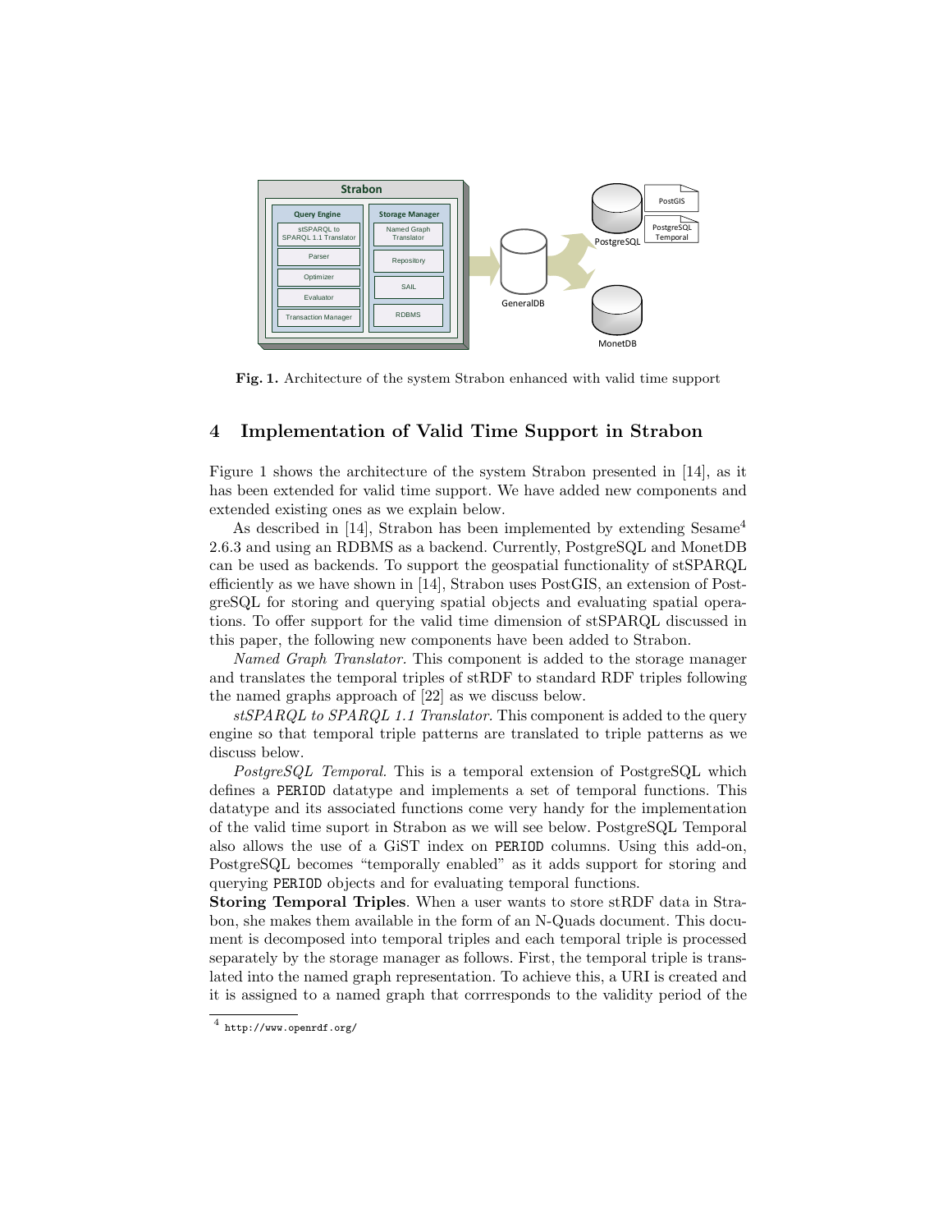Fig. 1. Architecture of the system Strabon enhanced with valid time support

## 4 Implementation of Valid Time Support in Strabon

Figure 1 shows the architecture of the system Strabon presented in [14], as it has been extended for valid time support. We have added new components and extended existing ones as we explain below.

As described in [14], Strabon has been implemented by extending Sesame[4] 2.6.3 and using an RDBMS as a backend. Currently, PostgreSQL and MonetDB can be used as backends. To support the geospatial functionality of stSPARQL efficiently as we have shown in [14], Strabon uses PostGIS, an extension of PostgreSQL for storing and querying spatial objects and evaluating spatial operations. To offer support for the valid time dimension of stSPARQL discussed in this paper, the following new components have been added to Strabon.

*Named Graph Translator.* This component is added to the storage manager and translates the temporal triples of stRDF to standard RDF triples following the named graphs approach of [22] as we discuss below.

*stSPARQL to SPARQL 1.1 Translator.* This component is added to the query engine so that temporal triple patterns are translated to triple patterns as we discuss below.

*PostgreSQL Temporal.* This is a temporal extension of PostgreSQL which defines a PERIOD datatype and implements a set of temporal functions. This datatype and its associated functions come very handy for the implementation of the valid time suport in Strabon as we will see below. PostgreSQL Temporal also allows the use of a GiST index on PERIOD columns. Using this add-on, PostgreSQL becomes "temporally enabled" as it adds support for storing and querying PERIOD objects and for evaluating temporal functions.

**Storing Temporal Triples**. When a user wants to store stRDF data in Strabon, she makes them available in the form of an N-Quads document. This document is decomposed into temporal triples and each temporal triple is processed separately by the storage manager as follows. First, the temporal triple is translated into the named graph representation. To achieve this, a URI is created and it is assigned to a named graph that corrresponds to the validity period of the

[4] http://www.openrdf.org/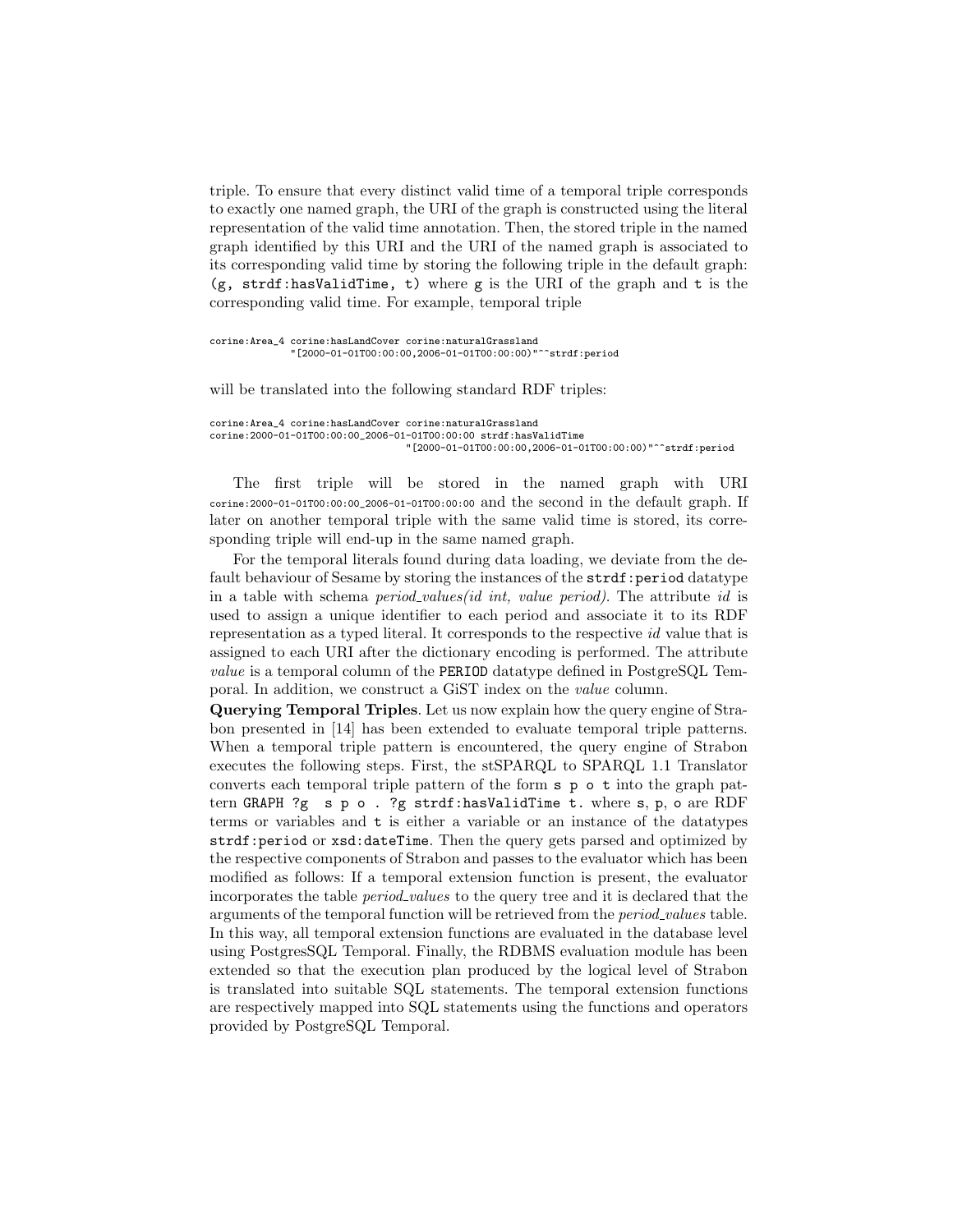triple. To ensure that every distinct valid time of a temporal triple corresponds to exactly one named graph, the URI of the graph is constructed using the literal representation of the valid time annotation. Then, the stored triple in the named graph identified by this URI and the URI of the named graph is associated to its corresponding valid time by storing the following triple in the default graph: `(g, strdf:hasValidTime, t)` where `g` is the URI of the graph and `t` is the corresponding valid time. For example, temporal triple

```
corine:Area_4 corine:hasLandCover corine:naturalGrassland
            "[2000-01-01T00:00:00,2006-01-01T00:00:00)"^^strdf:period
```

will be translated into the following standard RDF triples:

```
corine:Area_4 corine:hasLandCover corine:naturalGrassland
corine:2000-01-01T00:00:00_2006-01-01T00:00:00 strdf:hasValidTime
                                 "[2000-01-01T00:00:00,2006-01-01T00:00:00)"^^strdf:period
```

The first triple will be stored in the named graph with URI `corine:2000-01-01T00:00:00_2006-01-01T00:00:00` and the second in the default graph. If later on another temporal triple with the same valid time is stored, its corresponding triple will end-up in the same named graph.

For the temporal literals found during data loading, we deviate from the default behaviour of Sesame by storing the instances of the `strdf:period` datatype in a table with schema *period_values(id int, value period)*. The attribute *id* is used to assign a unique identifier to each period and associate it to its RDF representation as a typed literal. It corresponds to the respective *id* value that is assigned to each URI after the dictionary encoding is performed. The attribute *value* is a temporal column of the `PERIOD` datatype defined in PostgreSQL Temporal. In addition, we construct a GiST index on the *value* column.

**Querying Temporal Triples**. Let us now explain how the query engine of Strabon presented in [14] has been extended to evaluate temporal triple patterns. When a temporal triple pattern is encountered, the query engine of Strabon executes the following steps. First, the stSPARQL to SPARQL 1.1 Translator converts each temporal triple pattern of the form `s p o t` into the graph pattern `GRAPH ?g  s p o . ?g strdf:hasValidTime t.` where `s`, `p`, `o` are RDF terms or variables and `t` is either a variable or an instance of the datatypes `strdf:period` or `xsd:dateTime`. Then the query gets parsed and optimized by the respective components of Strabon and passes to the evaluator which has been modified as follows: If a temporal extension function is present, the evaluator incorporates the table *period_values* to the query tree and it is declared that the arguments of the temporal function will be retrieved from the *period_values* table. In this way, all temporal extension functions are evaluated in the database level using PostgresSQL Temporal. Finally, the RDBMS evaluation module has been extended so that the execution plan produced by the logical level of Strabon is translated into suitable SQL statements. The temporal extension functions are respectively mapped into SQL statements using the functions and operators provided by PostgreSQL Temporal.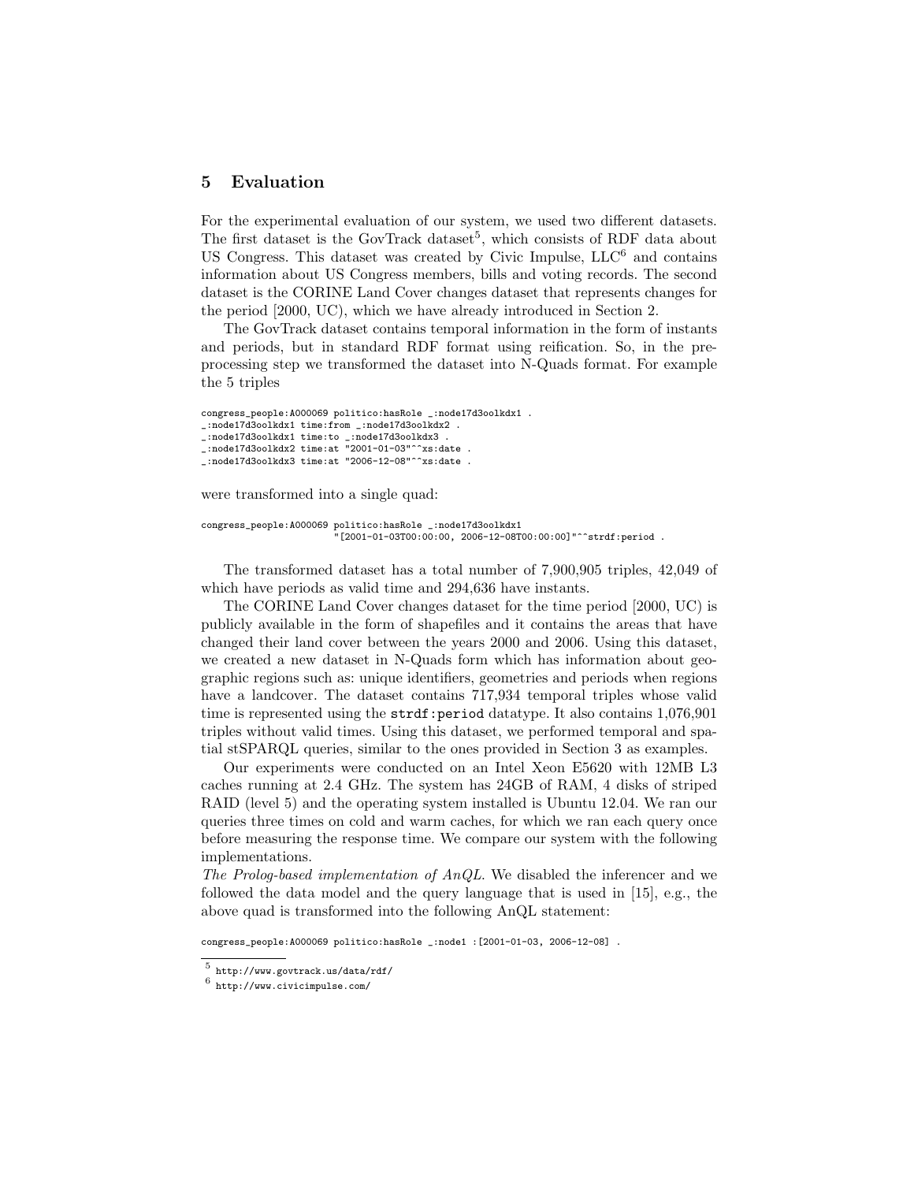## 5 Evaluation

For the experimental evaluation of our system, we used two different datasets. The first dataset is the GovTrack dataset[5], which consists of RDF data about US Congress. This dataset was created by Civic Impulse, LLC[6] and contains information about US Congress members, bills and voting records. The second dataset is the CORINE Land Cover changes dataset that represents changes for the period [2000, UC), which we have already introduced in Section 2.

The GovTrack dataset contains temporal information in the form of instants and periods, but in standard RDF format using reification. So, in the pre-processing step we transformed the dataset into N-Quads format. For example the 5 triples

```
congress_people:A000069 politico:hasRole _:node17d3oolkdx1 .
_:node17d3oolkdx1 time:from _:node17d3oolkdx2 .
_:node17d3oolkdx1 time:to _:node17d3oolkdx3 .
_:node17d3oolkdx2 time:at "2001-01-03"^^xs:date .
_:node17d3oolkdx3 time:at "2006-12-08"^^xs:date .
```

were transformed into a single quad:

```
congress_people:A000069 politico:hasRole _:node17d3oolkdx1
                        "[2001-01-03T00:00:00, 2006-12-08T00:00:00]"^^strdf:period .
```

The transformed dataset has a total number of 7,900,905 triples, 42,049 of which have periods as valid time and 294,636 have instants.

The CORINE Land Cover changes dataset for the time period [2000, UC) is publicly available in the form of shapefiles and it contains the areas that have changed their land cover between the years 2000 and 2006. Using this dataset, we created a new dataset in N-Quads form which has information about geographic regions such as: unique identifiers, geometries and periods when regions have a landcover. The dataset contains 717,934 temporal triples whose valid time is represented using the `strdf:period` datatype. It also contains 1,076,901 triples without valid times. Using this dataset, we performed temporal and spatial stSPARQL queries, similar to the ones provided in Section 3 as examples.

Our experiments were conducted on an Intel Xeon E5620 with 12MB L3 caches running at 2.4 GHz. The system has 24GB of RAM, 4 disks of striped RAID (level 5) and the operating system installed is Ubuntu 12.04. We ran our queries three times on cold and warm caches, for which we ran each query once before measuring the response time. We compare our system with the following implementations.

*The Prolog-based implementation of AnQL.* We disabled the inferencer and we followed the data model and the query language that is used in [15], e.g., the above quad is transformed into the following AnQL statement:

```
congress_people:A000069 politico:hasRole _:node1 :[2001-01-03, 2006-12-08] .
```

---

[5] http://www.govtrack.us/data/rdf/

[6] http://www.civicimpulse.com/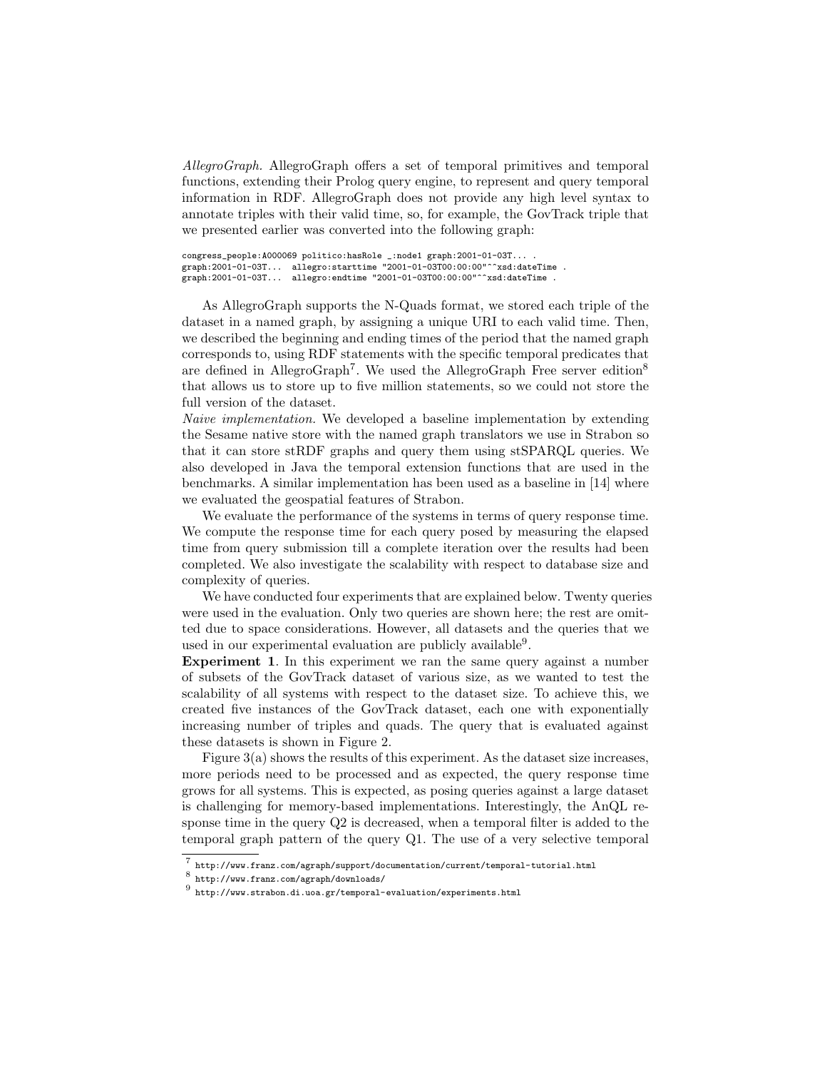*AllegroGraph.* AllegroGraph offers a set of temporal primitives and temporal functions, extending their Prolog query engine, to represent and query temporal information in RDF. AllegroGraph does not provide any high level syntax to annotate triples with their valid time, so, for example, the GovTrack triple that we presented earlier was converted into the following graph:

```
congress_people:A000069 politico:hasRole _:node1 graph:2001-01-03T... .
graph:2001-01-03T...  allegro:starttime "2001-01-03T00:00:00"^^xsd:dateTime .
graph:2001-01-03T...  allegro:endtime "2001-01-03T00:00:00"^^xsd:dateTime .
```

As AllegroGraph supports the N-Quads format, we stored each triple of the dataset in a named graph, by assigning a unique URI to each valid time. Then, we described the beginning and ending times of the period that the named graph corresponds to, using RDF statements with the specific temporal predicates that are defined in AllegroGraph[7]. We used the AllegroGraph Free server edition[8] that allows us to store up to five million statements, so we could not store the full version of the dataset.

*Naive implementation.* We developed a baseline implementation by extending the Sesame native store with the named graph translators we use in Strabon so that it can store stRDF graphs and query them using stSPARQL queries. We also developed in Java the temporal extension functions that are used in the benchmarks. A similar implementation has been used as a baseline in [14] where we evaluated the geospatial features of Strabon.

We evaluate the performance of the systems in terms of query response time. We compute the response time for each query posed by measuring the elapsed time from query submission till a complete iteration over the results had been completed. We also investigate the scalability with respect to database size and complexity of queries.

We have conducted four experiments that are explained below. Twenty queries were used in the evaluation. Only two queries are shown here; the rest are omitted due to space considerations. However, all datasets and the queries that we used in our experimental evaluation are publicly available[9].

**Experiment 1**. In this experiment we ran the same query against a number of subsets of the GovTrack dataset of various size, as we wanted to test the scalability of all systems with respect to the dataset size. To achieve this, we created five instances of the GovTrack dataset, each one with exponentially increasing number of triples and quads. The query that is evaluated against these datasets is shown in Figure 2.

Figure 3(a) shows the results of this experiment. As the dataset size increases, more periods need to be processed and as expected, the query response time grows for all systems. This is expected, as posing queries against a large dataset is challenging for memory-based implementations. Interestingly, the AnQL response time in the query Q2 is decreased, when a temporal filter is added to the temporal graph pattern of the query Q1. The use of a very selective temporal

[7] http://www.franz.com/agraph/support/documentation/current/temporal-tutorial.html

[8] http://www.franz.com/agraph/downloads/

[9] http://www.strabon.di.uoa.gr/temporal-evaluation/experiments.html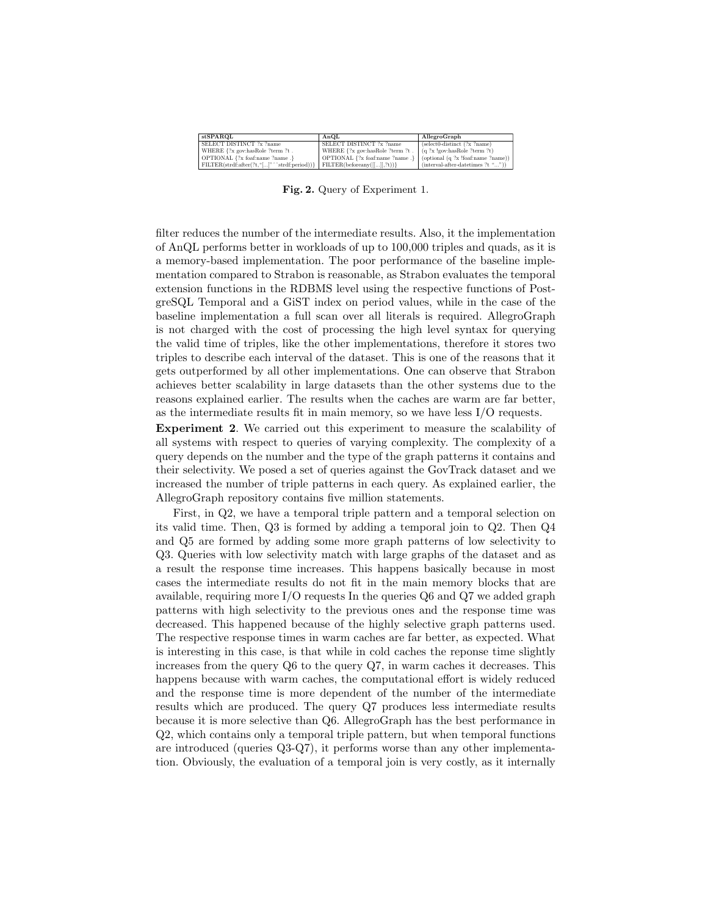| stSPARQL | AnQL | AllegroGraph |
| --- | --- | --- |
| SELECT DISTINCT ?x ?name | SELECT DISTINCT ?x ?name | (select0-distinct (?x ?name) |
| WHERE {?x gov:hasRole ?term ?t . | WHERE {?x gov:hasRole ?term ?t . | (q ?x !gov:hasRole ?term ?t) |
| OPTIONAL {?x foaf:name ?name .} | OPTIONAL {?x foaf:name ?name .} | (optional (q ?x !foaf:name ?name)) |
| FILTER(strdf:after(?t,"[...]"^^strdf:period))} | FILTER(beforeany([[...]],?t))} | (interval-after-datetimes ?t "...")) |

**Fig. 2.** Query of Experiment 1.

filter reduces the number of the intermediate results. Also, it the implementation of AnQL performs better in workloads of up to 100,000 triples and quads, as it is a memory-based implementation. The poor performance of the baseline implementation compared to Strabon is reasonable, as Strabon evaluates the temporal extension functions in the RDBMS level using the respective functions of PostgreSQL Temporal and a GiST index on period values, while in the case of the baseline implementation a full scan over all literals is required. AllegroGraph is not charged with the cost of processing the high level syntax for querying the valid time of triples, like the other implementations, therefore it stores two triples to describe each interval of the dataset. This is one of the reasons that it gets outperformed by all other implementations. One can observe that Strabon achieves better scalability in large datasets than the other systems due to the reasons explained earlier. The results when the caches are warm are far better, as the intermediate results fit in main memory, so we have less I/O requests.

**Experiment 2**. We carried out this experiment to measure the scalability of all systems with respect to queries of varying complexity. The complexity of a query depends on the number and the type of the graph patterns it contains and their selectivity. We posed a set of queries against the GovTrack dataset and we increased the number of triple patterns in each query. As explained earlier, the AllegroGraph repository contains five million statements.

First, in Q2, we have a temporal triple pattern and a temporal selection on its valid time. Then, Q3 is formed by adding a temporal join to Q2. Then Q4 and Q5 are formed by adding some more graph patterns of low selectivity to Q3. Queries with low selectivity match with large graphs of the dataset and as a result the response time increases. This happens basically because in most cases the intermediate results do not fit in the main memory blocks that are available, requiring more I/O requests In the queries Q6 and Q7 we added graph patterns with high selectivity to the previous ones and the response time was decreased. This happened because of the highly selective graph patterns used. The respective response times in warm caches are far better, as expected. What is interesting in this case, is that while in cold caches the reponse time slightly increases from the query Q6 to the query Q7, in warm caches it decreases. This happens because with warm caches, the computational effort is widely reduced and the response time is more dependent of the number of the intermediate results which are produced. The query Q7 produces less intermediate results because it is more selective than Q6. AllegroGraph has the best performance in Q2, which contains only a temporal triple pattern, but when temporal functions are introduced (queries Q3-Q7), it performs worse than any other implementation. Obviously, the evaluation of a temporal join is very costly, as it internally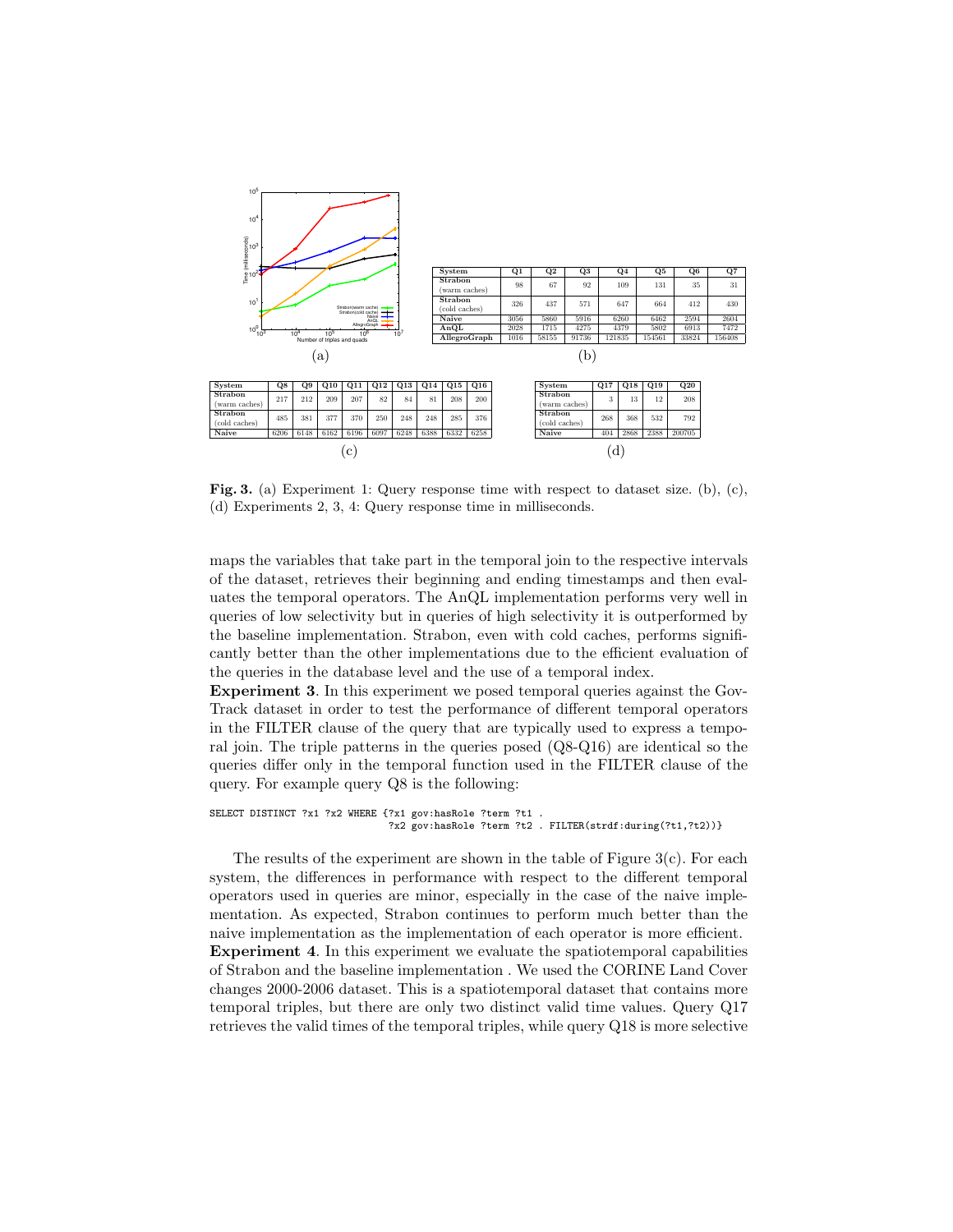| System | Q1 | Q2 | Q3 | Q4 | Q5 | Q6 | Q7 |
|---|---|---|---|---|---|---|---|
| **Strabon** (warm caches) | 98 | 67 | 92 | 109 | 131 | 35 | 31 |
| **Strabon** (cold caches) | 326 | 437 | 571 | 647 | 664 | 412 | 430 |
| **Naive** | 3056 | 5860 | 5916 | 6260 | 6462 | 2594 | 2604 |
| **AnQL** | 2028 | 1715 | 4275 | 4379 | 5802 | 6913 | 7472 |
| **AllegroGraph** | 1016 | 58155 | 91736 | 121835 | 154561 | 33824 | 156408 |

(b)

| System | Q8 | Q9 | Q10 | Q11 | Q12 | Q13 | Q14 | Q15 | Q16 |
|---|---|---|---|---|---|---|---|---|---|
| **Strabon** (warm caches) | 217 | 212 | 209 | 207 | 82 | 84 | 81 | 208 | 200 |
| **Strabon** (cold caches) | 485 | 381 | 377 | 370 | 250 | 248 | 248 | 285 | 376 |
| **Naive** | 6206 | 6148 | 6162 | 6196 | 6097 | 6248 | 6388 | 6332 | 6258 |

(c)

| System | Q17 | Q18 | Q19 | Q20 |
|---|---|---|---|---|
| **Strabon** (warm caches) | 3 | 13 | 12 | 208 |
| **Strabon** (cold caches) | 268 | 368 | 532 | 792 |
| **Naive** | 404 | 2868 | 2388 | 200705 |

(d)

**Fig. 3.** (a) Experiment 1: Query response time with respect to dataset size. (b), (c), (d) Experiments 2, 3, 4: Query response time in milliseconds.

maps the variables that take part in the temporal join to the respective intervals of the dataset, retrieves their beginning and ending timestamps and then evaluates the temporal operators. The AnQL implementation performs very well in queries of low selectivity but in queries of high selectivity it is outperformed by the baseline implementation. Strabon, even with cold caches, performs significantly better than the other implementations due to the efficient evaluation of the queries in the database level and the use of a temporal index.

**Experiment 3**. In this experiment we posed temporal queries against the GovTrack dataset in order to test the performance of different temporal operators in the FILTER clause of the query that are typically used to express a temporal join. The triple patterns in the queries posed (Q8-Q16) are identical so the queries differ only in the temporal function used in the FILTER clause of the query. For example query Q8 is the following:

```
SELECT DISTINCT ?x1 ?x2 WHERE {?x1 gov:hasRole ?term ?t1 .
                              ?x2 gov:hasRole ?term ?t2 . FILTER(strdf:during(?t1,?t2))}
```

The results of the experiment are shown in the table of Figure 3(c). For each system, the differences in performance with respect to the different temporal operators used in queries are minor, especially in the case of the naive implementation. As expected, Strabon continues to perform much better than the naive implementation as the implementation of each operator is more efficient.

**Experiment 4**. In this experiment we evaluate the spatiotemporal capabilities of Strabon and the baseline implementation . We used the CORINE Land Cover changes 2000-2006 dataset. This is a spatiotemporal dataset that contains more temporal triples, but there are only two distinct valid time values. Query Q17 retrieves the valid times of the temporal triples, while query Q18 is more selective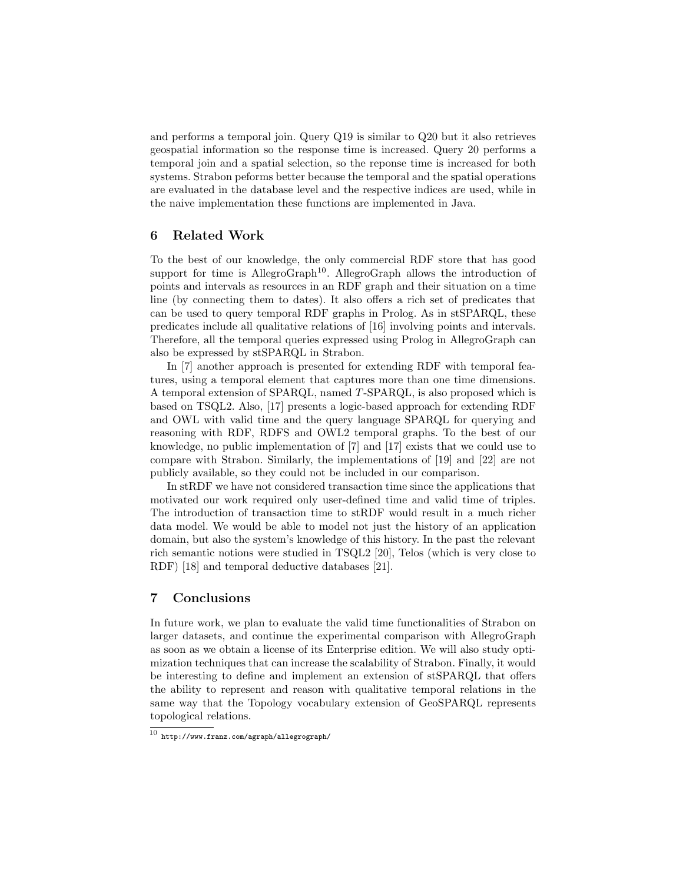and performs a temporal join. Query Q19 is similar to Q20 but it also retrieves geospatial information so the response time is increased. Query 20 performs a temporal join and a spatial selection, so the reponse time is increased for both systems. Strabon peforms better because the temporal and the spatial operations are evaluated in the database level and the respective indices are used, while in the naive implementation these functions are implemented in Java.

## 6 Related Work

To the best of our knowledge, the only commercial RDF store that has good support for time is AllegroGraph[10]. AllegroGraph allows the introduction of points and intervals as resources in an RDF graph and their situation on a time line (by connecting them to dates). It also offers a rich set of predicates that can be used to query temporal RDF graphs in Prolog. As in stSPARQL, these predicates include all qualitative relations of [16] involving points and intervals. Therefore, all the temporal queries expressed using Prolog in AllegroGraph can also be expressed by stSPARQL in Strabon.

In [7] another approach is presented for extending RDF with temporal features, using a temporal element that captures more than one time dimensions. A temporal extension of SPARQL, named *T*-SPARQL, is also proposed which is based on TSQL2. Also, [17] presents a logic-based approach for extending RDF and OWL with valid time and the query language SPARQL for querying and reasoning with RDF, RDFS and OWL2 temporal graphs. To the best of our knowledge, no public implementation of [7] and [17] exists that we could use to compare with Strabon. Similarly, the implementations of [19] and [22] are not publicly available, so they could not be included in our comparison.

In stRDF we have not considered transaction time since the applications that motivated our work required only user-defined time and valid time of triples. The introduction of transaction time to stRDF would result in a much richer data model. We would be able to model not just the history of an application domain, but also the system's knowledge of this history. In the past the relevant rich semantic notions were studied in TSQL2 [20], Telos (which is very close to RDF) [18] and temporal deductive databases [21].

## 7 Conclusions

In future work, we plan to evaluate the valid time functionalities of Strabon on larger datasets, and continue the experimental comparison with AllegroGraph as soon as we obtain a license of its Enterprise edition. We will also study optimization techniques that can increase the scalability of Strabon. Finally, it would be interesting to define and implement an extension of stSPARQL that offers the ability to represent and reason with qualitative temporal relations in the same way that the Topology vocabulary extension of GeoSPARQL represents topological relations.

[10] http://www.franz.com/agraph/allegrograph/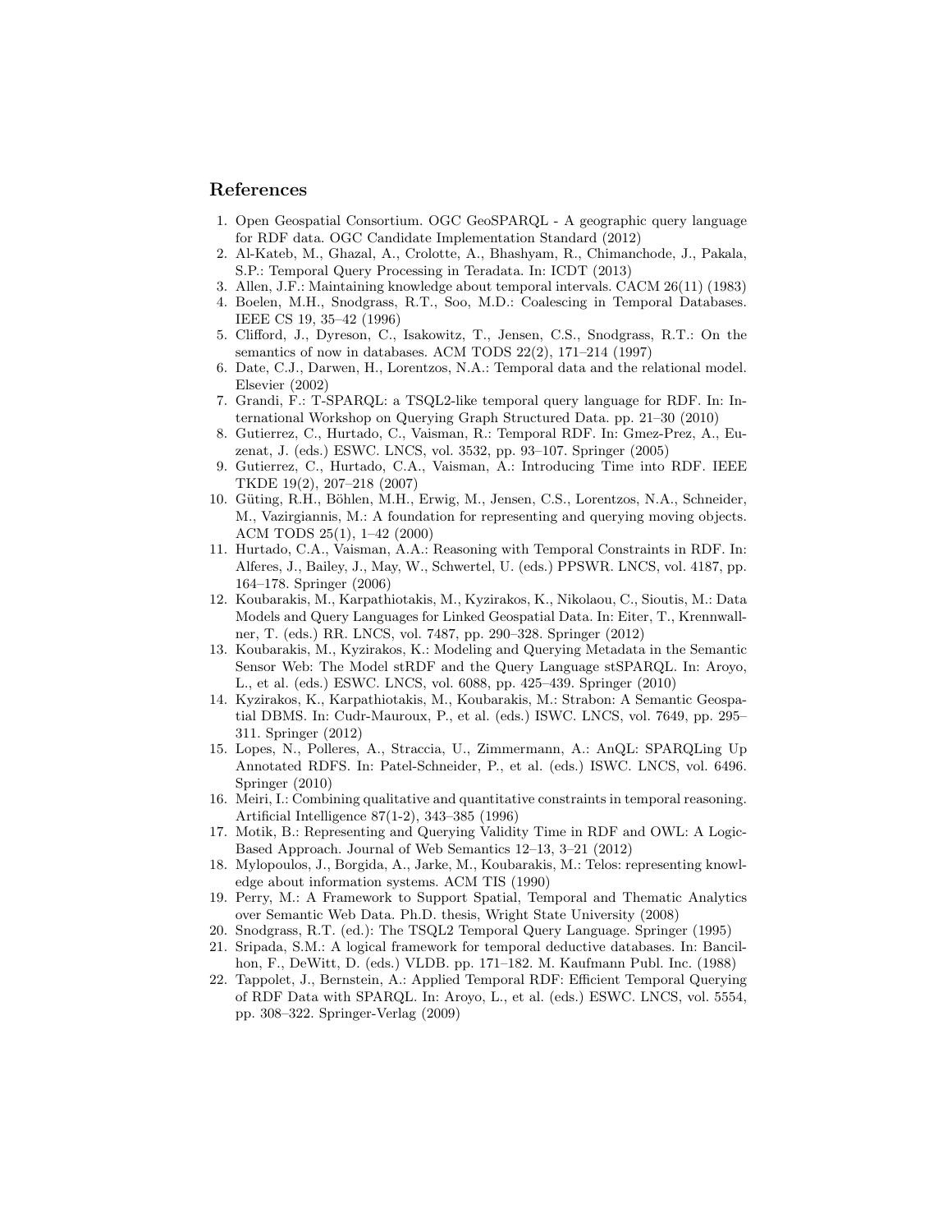## References

1. Open Geospatial Consortium. OGC GeoSPARQL - A geographic query language for RDF data. OGC Candidate Implementation Standard (2012)
2. Al-Kateb, M., Ghazal, A., Crolotte, A., Bhashyam, R., Chimanchode, J., Pakala, S.P.: Temporal Query Processing in Teradata. In: ICDT (2013)
3. Allen, J.F.: Maintaining knowledge about temporal intervals. CACM 26(11) (1983)
4. Boelen, M.H., Snodgrass, R.T., Soo, M.D.: Coalescing in Temporal Databases. IEEE CS 19, 35–42 (1996)
5. Clifford, J., Dyreson, C., Isakowitz, T., Jensen, C.S., Snodgrass, R.T.: On the semantics of now in databases. ACM TODS 22(2), 171–214 (1997)
6. Date, C.J., Darwen, H., Lorentzos, N.A.: Temporal data and the relational model. Elsevier (2002)
7. Grandi, F.: T-SPARQL: a TSQL2-like temporal query language for RDF. In: International Workshop on Querying Graph Structured Data. pp. 21–30 (2010)
8. Gutierrez, C., Hurtado, C., Vaisman, R.: Temporal RDF. In: Gmez-Prez, A., Euzenat, J. (eds.) ESWC. LNCS, vol. 3532, pp. 93–107. Springer (2005)
9. Gutierrez, C., Hurtado, C.A., Vaisman, A.: Introducing Time into RDF. IEEE TKDE 19(2), 207–218 (2007)
10. Güting, R.H., Böhlen, M.H., Erwig, M., Jensen, C.S., Lorentzos, N.A., Schneider, M., Vazirgiannis, M.: A foundation for representing and querying moving objects. ACM TODS 25(1), 1–42 (2000)
11. Hurtado, C.A., Vaisman, A.A.: Reasoning with Temporal Constraints in RDF. In: Alferes, J., Bailey, J., May, W., Schwertel, U. (eds.) PPSWR. LNCS, vol. 4187, pp. 164–178. Springer (2006)
12. Koubarakis, M., Karpathiotakis, M., Kyzirakos, K., Nikolaou, C., Sioutis, M.: Data Models and Query Languages for Linked Geospatial Data. In: Eiter, T., Krennwallner, T. (eds.) RR. LNCS, vol. 7487, pp. 290–328. Springer (2012)
13. Koubarakis, M., Kyzirakos, K.: Modeling and Querying Metadata in the Semantic Sensor Web: The Model stRDF and the Query Language stSPARQL. In: Aroyo, L., et al. (eds.) ESWC. LNCS, vol. 6088, pp. 425–439. Springer (2010)
14. Kyzirakos, K., Karpathiotakis, M., Koubarakis, M.: Strabon: A Semantic Geospatial DBMS. In: Cudr-Mauroux, P., et al. (eds.) ISWC. LNCS, vol. 7649, pp. 295–311. Springer (2012)
15. Lopes, N., Polleres, A., Straccia, U., Zimmermann, A.: AnQL: SPARQLing Up Annotated RDFS. In: Patel-Schneider, P., et al. (eds.) ISWC. LNCS, vol. 6496. Springer (2010)
16. Meiri, I.: Combining qualitative and quantitative constraints in temporal reasoning. Artificial Intelligence 87(1-2), 343–385 (1996)
17. Motik, B.: Representing and Querying Validity Time in RDF and OWL: A Logic-Based Approach. Journal of Web Semantics 12–13, 3–21 (2012)
18. Mylopoulos, J., Borgida, A., Jarke, M., Koubarakis, M.: Telos: representing knowledge about information systems. ACM TIS (1990)
19. Perry, M.: A Framework to Support Spatial, Temporal and Thematic Analytics over Semantic Web Data. Ph.D. thesis, Wright State University (2008)
20. Snodgrass, R.T. (ed.): The TSQL2 Temporal Query Language. Springer (1995)
21. Sripada, S.M.: A logical framework for temporal deductive databases. In: Bancilhon, F., DeWitt, D. (eds.) VLDB. pp. 171–182. M. Kaufmann Publ. Inc. (1988)
22. Tappolet, J., Bernstein, A.: Applied Temporal RDF: Efficient Temporal Querying of RDF Data with SPARQL. In: Aroyo, L., et al. (eds.) ESWC. LNCS, vol. 5554, pp. 308–322. Springer-Verlag (2009)